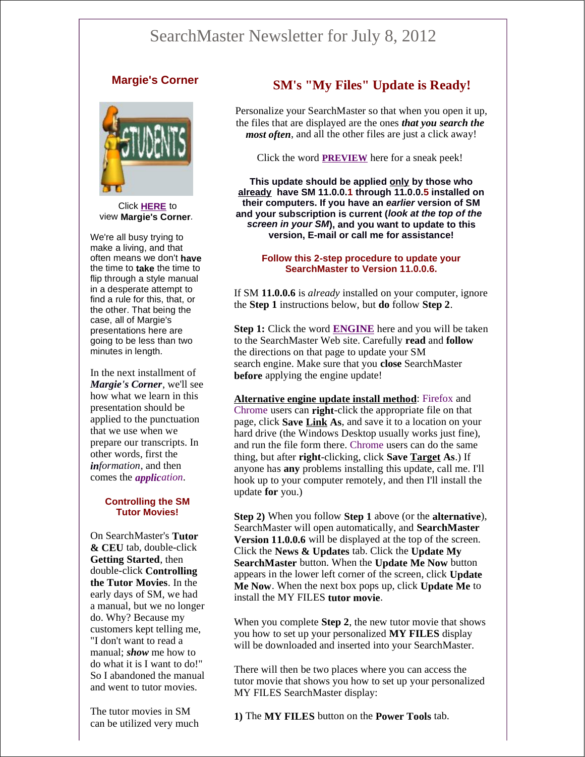# SearchMaster Newsletter for July 8, 2012

## Margie's Corner

Click **HERE** to view **Margie's Corner**.

We're all busy trying to make a living, and that often means we don't **have** the time to **take** the time to flip through a style manual in a desperate attempt to find a rule for this, that, or the other. That being the case, all of Margie's presentations here are going to be less than two minutes in length.

In the next installment of ***Margie's Corner***, we'll see how what we learn in this presentation should be applied to the punctuation that we use when we prepare our transcripts. In other words, first the ***in****formation*, and then comes the ***applic****ation*.

### Controlling the SM Tutor Movies!

On SearchMaster's **Tutor & CEU** tab, double-click **Getting Started**, then double-click **Controlling the Tutor Movies**. In the early days of SM, we had a manual, but we no longer do. Why? Because my customers kept telling me, "I don't want to read a manual; ***show*** me how to do what it is I want to do!" So I abandoned the manual and went to tutor movies.

The tutor movies in SM can be utilized very much

## SM's "My Files" Update is Ready!

Personalize your SearchMaster so that when you open it up, the files that are displayed are the ones ***that you search the most often***, and all the other files are just a click away!

Click the word **PREVIEW** here for a sneak peek!

**This update should be applied only by those who already have SM 11.0.0.1 through 11.0.0.5 installed on their computers. If you have an *earlier* version of SM and your subscription is current (*look at the top of the screen in your SM*), and you want to update to this version, E-mail or call me for assistance!**

**Follow this 2-step procedure to update your SearchMaster to Version 11.0.0.6.**

If SM **11.0.0.6** is *already* installed on your computer, ignore the **Step 1** instructions below, but **do** follow **Step 2**.

**Step 1:** Click the word **ENGINE** here and you will be taken to the SearchMaster Web site. Carefully **read** and **follow** the directions on that page to update your SM search engine. Make sure that you **close** SearchMaster **before** applying the engine update!

**Alternative engine update install method**: Firefox and Chrome users can **right**-click the appropriate file on that page, click **Save Link As**, and save it to a location on your hard drive (the Windows Desktop usually works just fine), and run the file form there. Chrome users can do the same thing, but after **right**-clicking, click **Save Target As**.) If anyone has **any** problems installing this update, call me. I'll hook up to your computer remotely, and then I'll install the update **for** you.)

**Step 2)** When you follow **Step 1** above (or the **alternative**), SearchMaster will open automatically, and **SearchMaster Version 11.0.0.6** will be displayed at the top of the screen. Click the **News & Updates** tab. Click the **Update My SearchMaster** button. When the **Update Me Now** button appears in the lower left corner of the screen, click **Update Me Now**. When the next box pops up, click **Update Me** to install the MY FILES **tutor movie**.

When you complete **Step 2**, the new tutor movie that shows you how to set up your personalized **MY FILES** display will be downloaded and inserted into your SearchMaster.

There will then be two places where you can access the tutor movie that shows you how to set up your personalized MY FILES SearchMaster display:

**1)** The **MY FILES** button on the **Power Tools** tab.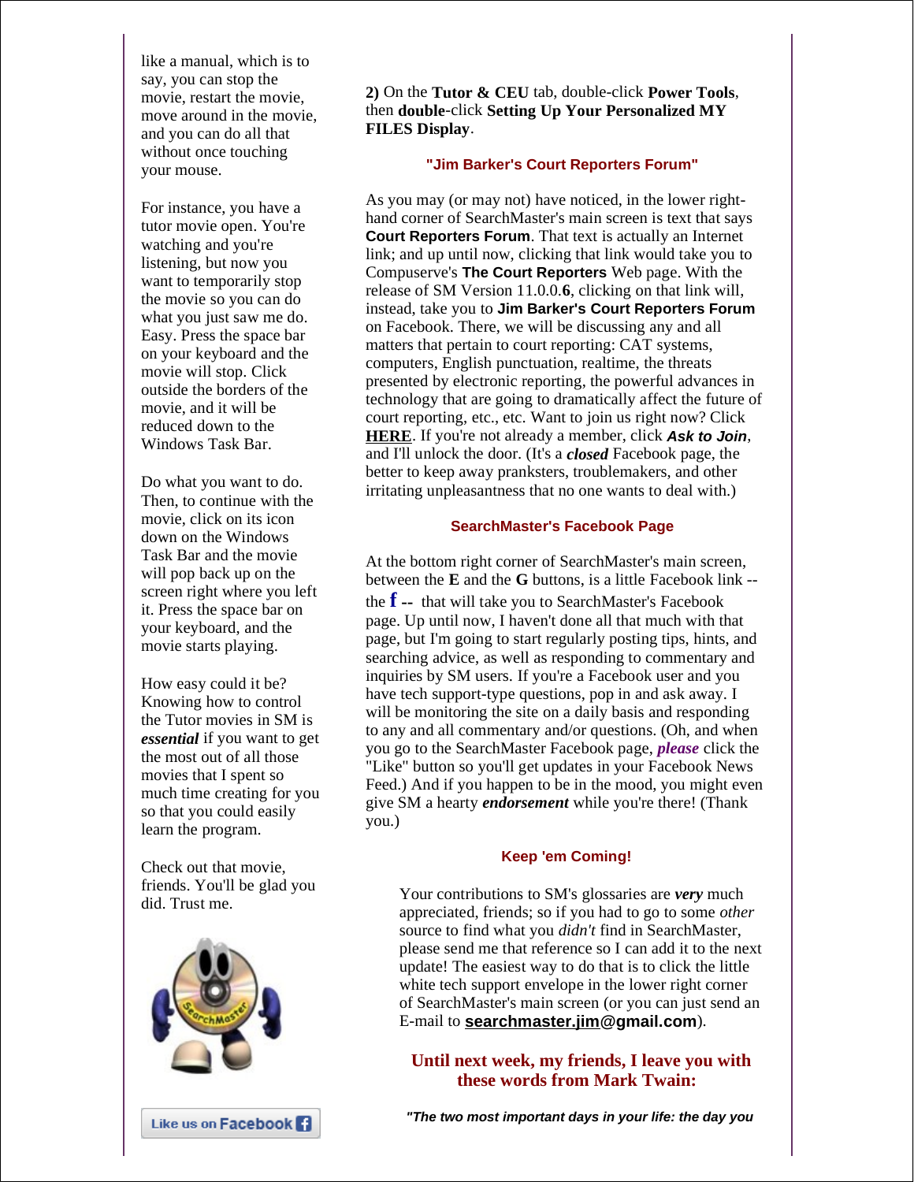like a manual, which is to say, you can stop the movie, restart the movie, move around in the movie, and you can do all that without once touching your mouse.

For instance, you have a tutor movie open. You're watching and you're listening, but now you want to temporarily stop the movie so you can do what you just saw me do. Easy. Press the space bar on your keyboard and the movie will stop. Click outside the borders of the movie, and it will be reduced down to the Windows Task Bar.

Do what you want to do. Then, to continue with the movie, click on its icon down on the Windows Task Bar and the movie will pop back up on the screen right where you left it. Press the space bar on your keyboard, and the movie starts playing.

How easy could it be? Knowing how to control the Tutor movies in SM is ***essential*** if you want to get the most out of all those movies that I spent so much time creating for you so that you could easily learn the program.

Check out that movie, friends. You'll be glad you did. Trust me.

Like us on Facebook

**2)** On the **Tutor & CEU** tab, double-click **Power Tools**, then **double**-click **Setting Up Your Personalized MY FILES Display**.

### "Jim Barker's Court Reporters Forum"

As you may (or may not) have noticed, in the lower right-hand corner of SearchMaster's main screen is text that says **Court Reporters Forum**. That text is actually an Internet link; and up until now, clicking that link would take you to Compuserve's **The Court Reporters** Web page. With the release of SM Version 11.0.0.**6**, clicking on that link will, instead, take you to **Jim Barker's Court Reporters Forum** on Facebook. There, we will be discussing any and all matters that pertain to court reporting: CAT systems, computers, English punctuation, realtime, the threats presented by electronic reporting, the powerful advances in technology that are going to dramatically affect the future of court reporting, etc., etc. Want to join us right now? Click **HERE**. If you're not already a member, click ***Ask to Join***, and I'll unlock the door. (It's a ***closed*** Facebook page, the better to keep away pranksters, troublemakers, and other irritating unpleasantness that no one wants to deal with.)

### SearchMaster's Facebook Page

At the bottom right corner of SearchMaster's main screen, between the **E** and the **G** buttons, is a little Facebook link -- the **f --** that will take you to SearchMaster's Facebook page. Up until now, I haven't done all that much with that page, but I'm going to start regularly posting tips, hints, and searching advice, as well as responding to commentary and inquiries by SM users. If you're a Facebook user and you have tech support-type questions, pop in and ask away. I will be monitoring the site on a daily basis and responding to any and all commentary and/or questions. (Oh, and when you go to the SearchMaster Facebook page, ***please*** click the "Like" button so you'll get updates in your Facebook News Feed.) And if you happen to be in the mood, you might even give SM a hearty ***endorsement*** while you're there! (Thank you.)

### Keep 'em Coming!

Your contributions to SM's glossaries are ***very*** much appreciated, friends; so if you had to go to some *other* source to find what you *didn't* find in SearchMaster, please send me that reference so I can add it to the next update! The easiest way to do that is to click the little white tech support envelope in the lower right corner of SearchMaster's main screen (or you can just send an E-mail to **searchmaster.jim@gmail.com**).

### Until next week, my friends, I leave you with these words from Mark Twain:

***"The two most important days in your life: the day you***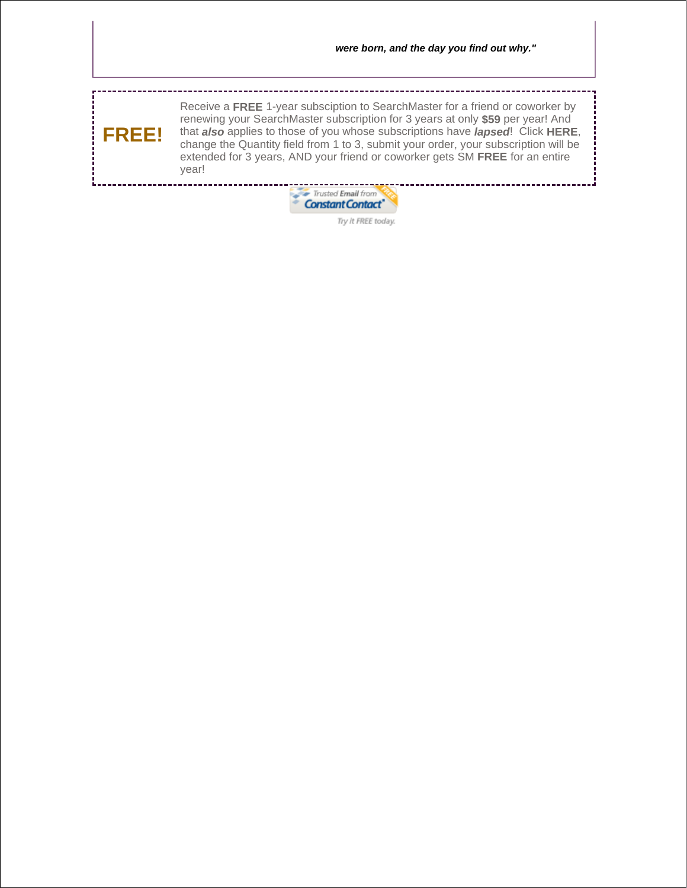***were born, and the day you find out why."***

**FREE!**

Receive a **FREE** 1-year subsciption to SearchMaster for a friend or coworker by renewing your SearchMaster subscription for 3 years at only **$59** per year! And that ***also*** applies to those of you whose subscriptions have ***lapsed***! Click **HERE**, change the Quantity field from 1 to 3, submit your order, your subscription will be extended for 3 years, AND your friend or coworker gets SM **FREE** for an entire year!

Trusted Email from Constant Contact
Try it FREE today.